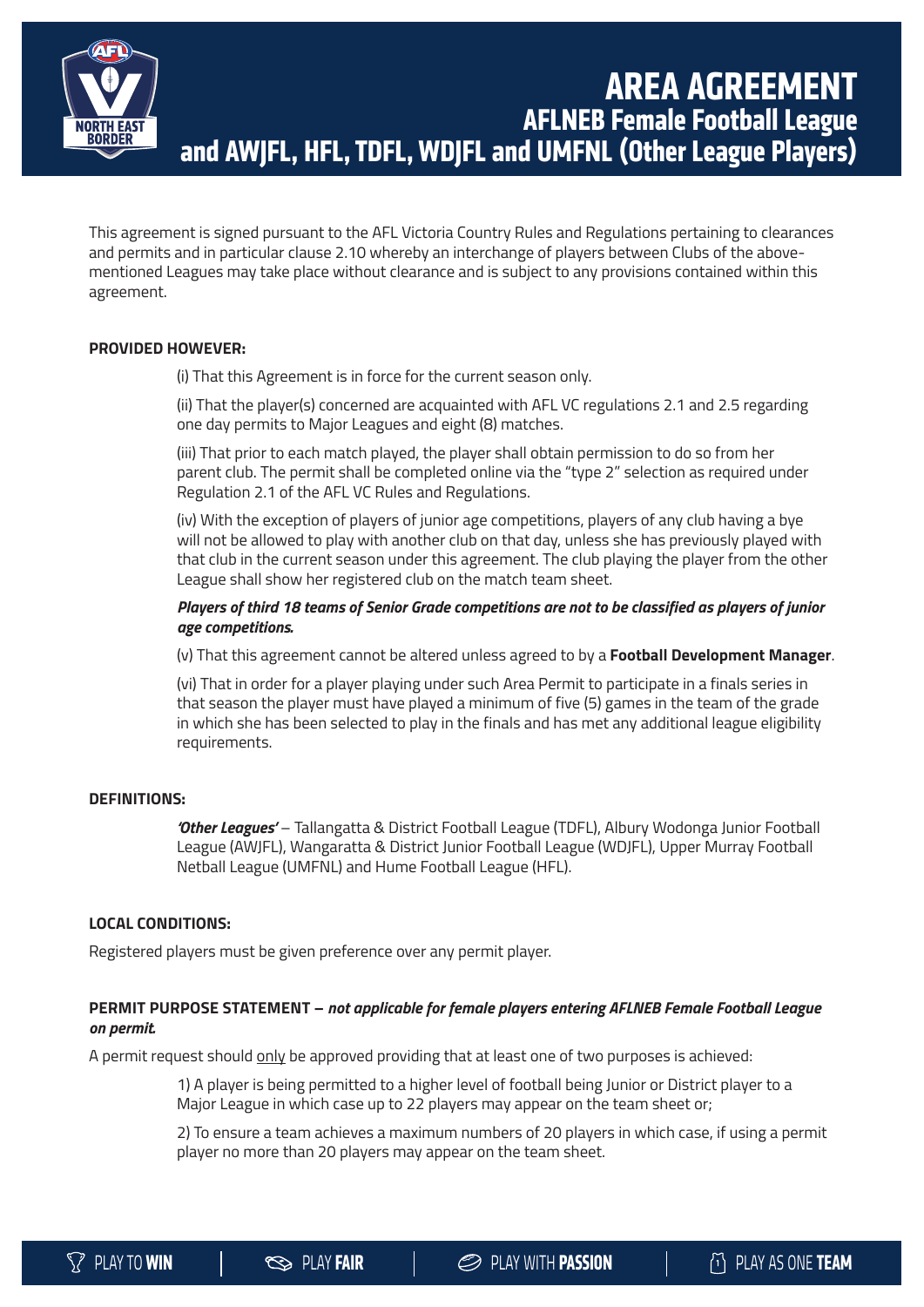# AREA AGREEMENT

## AFLNEB Female Football League and AWJFL, HFL, TDFL, WDJFL and UMFNL (Other League Players)

This agreement is signed pursuant to the AFL Victoria Country Rules and Regulations pertaining to clearances and permits and in particular clause 2.10 whereby an interchange of players between Clubs of the above-mentioned Leagues may take place without clearance and is subject to any provisions contained within this agreement.

**PROVIDED HOWEVER:**

(i) That this Agreement is in force for the current season only.

(ii) That the player(s) concerned are acquainted with AFL VC regulations 2.1 and 2.5 regarding one day permits to Major Leagues and eight (8) matches.

(iii) That prior to each match played, the player shall obtain permission to do so from her parent club. The permit shall be completed online via the "type 2" selection as required under Regulation 2.1 of the AFL VC Rules and Regulations.

(iv) With the exception of players of junior age competitions, players of any club having a bye will not be allowed to play with another club on that day, unless she has previously played with that club in the current season under this agreement. The club playing the player from the other League shall show her registered club on the match team sheet.

***Players of third 18 teams of Senior Grade competitions are not to be classified as players of junior age competitions.***

(v) That this agreement cannot be altered unless agreed to by a **Football Development Manager**.

(vi) That in order for a player playing under such Area Permit to participate in a finals series in that season the player must have played a minimum of five (5) games in the team of the grade in which she has been selected to play in the finals and has met any additional league eligibility requirements.

**DEFINITIONS:**

***'Other Leagues'*** – Tallangatta & District Football League (TDFL), Albury Wodonga Junior Football League (AWJFL), Wangaratta & District Junior Football League (WDJFL), Upper Murray Football Netball League (UMFNL) and Hume Football League (HFL).

**LOCAL CONDITIONS:**

Registered players must be given preference over any permit player.

**PERMIT PURPOSE STATEMENT –** ***not applicable for female players entering AFLNEB Female Football League on permit.***

A permit request should only be approved providing that at least one of two purposes is achieved:

1) A player is being permitted to a higher level of football being Junior or District player to a Major League in which case up to 22 players may appear on the team sheet or;

2) To ensure a team achieves a maximum numbers of 20 players in which case, if using a permit player no more than 20 players may appear on the team sheet.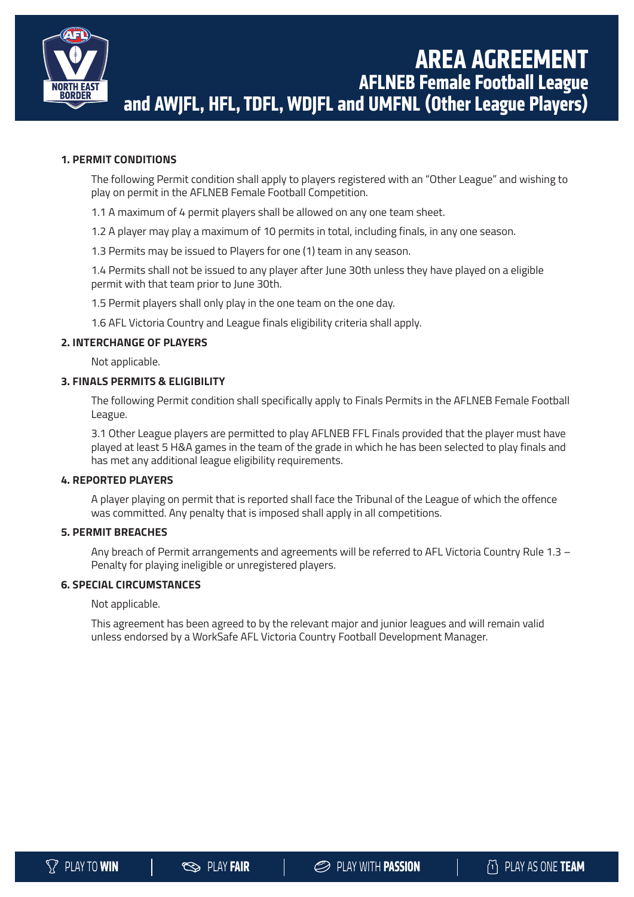# AREA AGREEMENT
## AFLNEB Female Football League
## and AWJFL, HFL, TDFL, WDJFL and UMFNL (Other League Players)

**1. PERMIT CONDITIONS**

The following Permit condition shall apply to players registered with an "Other League" and wishing to play on permit in the AFLNEB Female Football Competition.

1.1 A maximum of 4 permit players shall be allowed on any one team sheet.

1.2 A player may play a maximum of 10 permits in total, including finals, in any one season.

1.3 Permits may be issued to Players for one (1) team in any season.

1.4 Permits shall not be issued to any player after June 30th unless they have played on a eligible permit with that team prior to June 30th.

1.5 Permit players shall only play in the one team on the one day.

1.6 AFL Victoria Country and League finals eligibility criteria shall apply.

**2. INTERCHANGE OF PLAYERS**

Not applicable.

**3. FINALS PERMITS & ELIGIBILITY**

The following Permit condition shall specifically apply to Finals Permits in the AFLNEB Female Football League.

3.1 Other League players are permitted to play AFLNEB FFL Finals provided that the player must have played at least 5 H&A games in the team of the grade in which he has been selected to play finals and has met any additional league eligibility requirements.

**4. REPORTED PLAYERS**

A player playing on permit that is reported shall face the Tribunal of the League of which the offence was committed. Any penalty that is imposed shall apply in all competitions.

**5. PERMIT BREACHES**

Any breach of Permit arrangements and agreements will be referred to AFL Victoria Country Rule 1.3 – Penalty for playing ineligible or unregistered players.

**6. SPECIAL CIRCUMSTANCES**

Not applicable.

This agreement has been agreed to by the relevant major and junior leagues and will remain valid unless endorsed by a WorkSafe AFL Victoria Country Football Development Manager.

PLAY TO **WIN** | PLAY **FAIR** | PLAY WITH **PASSION** | PLAY AS ONE **TEAM**